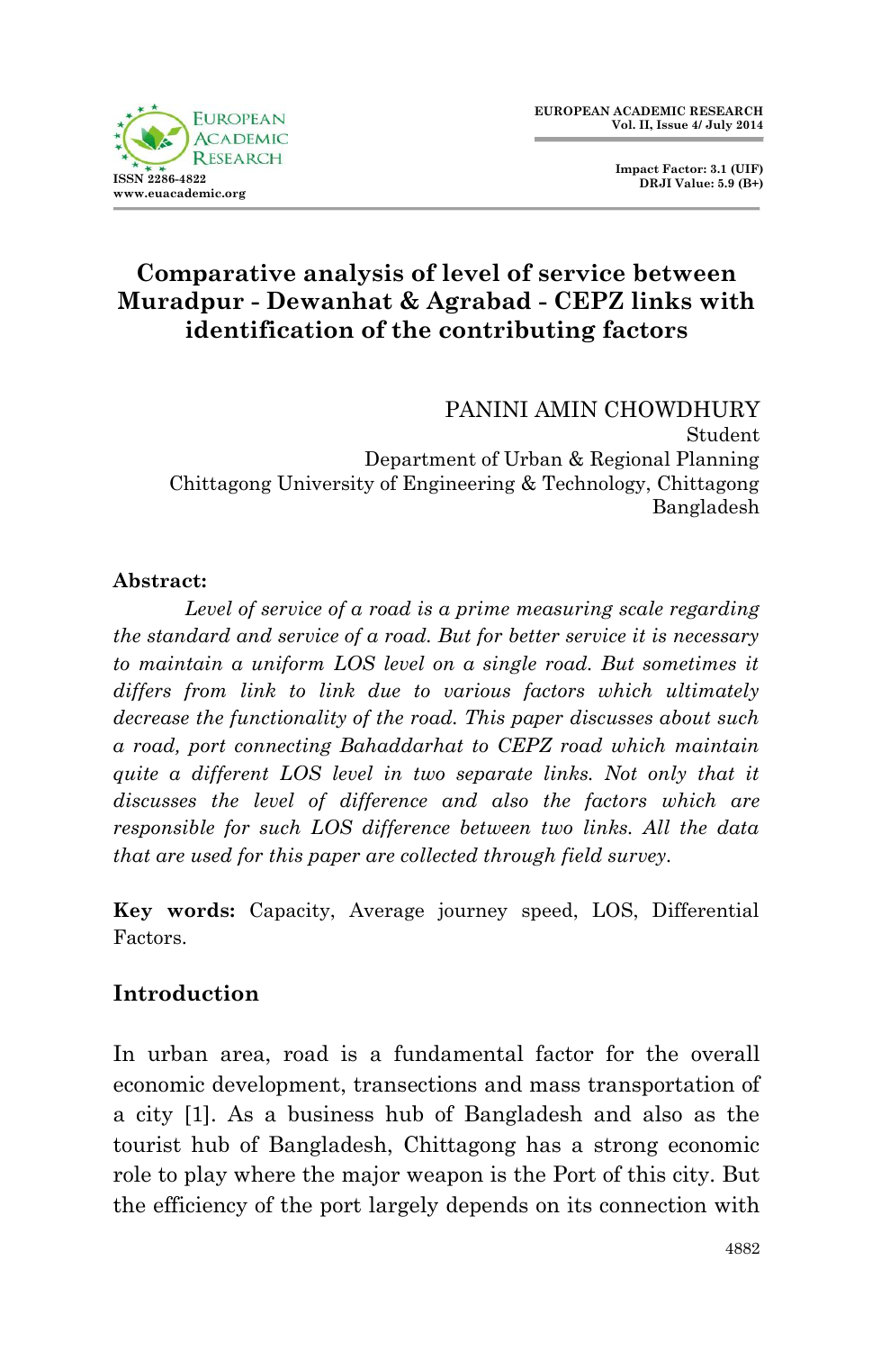# Comparative analysis of level of service between Muradpur - Dewanhat & Agrabad - CEPZ links with identification of the contributing factors

PANINI AMIN CHOWDHURY
Student
Department of Urban & Regional Planning
Chittagong University of Engineering & Technology, Chittagong
Bangladesh

**Abstract:**

*Level of service of a road is a prime measuring scale regarding the standard and service of a road. But for better service it is necessary to maintain a uniform LOS level on a single road. But sometimes it differs from link to link due to various factors which ultimately decrease the functionality of the road. This paper discusses about such a road, port connecting Bahaddarhat to CEPZ road which maintain quite a different LOS level in two separate links. Not only that it discusses the level of difference and also the factors which are responsible for such LOS difference between two links. All the data that are used for this paper are collected through field survey.*

**Key words:** Capacity, Average journey speed, LOS, Differential Factors.

## Introduction

In urban area, road is a fundamental factor for the overall economic development, transections and mass transportation of a city [1]. As a business hub of Bangladesh and also as the tourist hub of Bangladesh, Chittagong has a strong economic role to play where the major weapon is the Port of this city. But the efficiency of the port largely depends on its connection with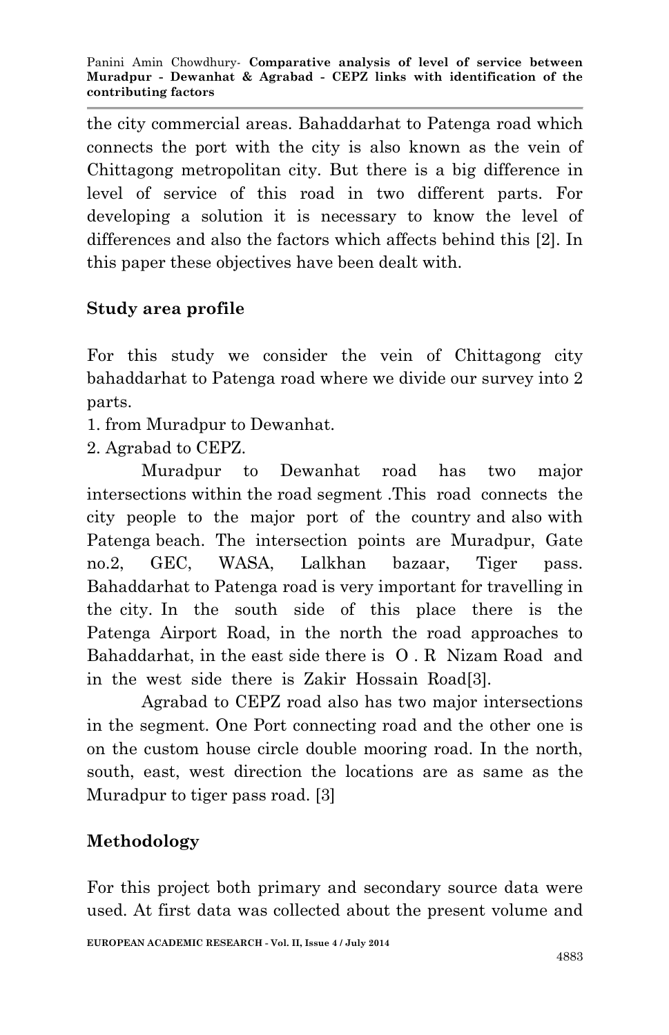the city commercial areas. Bahaddarhat to Patenga road which connects the port with the city is also known as the vein of Chittagong metropolitan city. But there is a big difference in level of service of this road in two different parts. For developing a solution it is necessary to know the level of differences and also the factors which affects behind this [2]. In this paper these objectives have been dealt with.

## Study area profile

For this study we consider the vein of Chittagong city bahaddarhat to Patenga road where we divide our survey into 2 parts.

1. from Muradpur to Dewanhat.
2. Agrabad to CEPZ.

Muradpur to Dewanhat road has two major intersections within the road segment .This road connects the city people to the major port of the country and also with Patenga beach. The intersection points are Muradpur, Gate no.2, GEC, WASA, Lalkhan bazaar, Tiger pass. Bahaddarhat to Patenga road is very important for travelling in the city. In the south side of this place there is the Patenga Airport Road, in the north the road approaches to Bahaddarhat, in the east side there is O . R Nizam Road and in the west side there is Zakir Hossain Road[3].

Agrabad to CEPZ road also has two major intersections in the segment. One Port connecting road and the other one is on the custom house circle double mooring road. In the north, south, east, west direction the locations are as same as the Muradpur to tiger pass road. [3]

## Methodology

For this project both primary and secondary source data were used. At first data was collected about the present volume and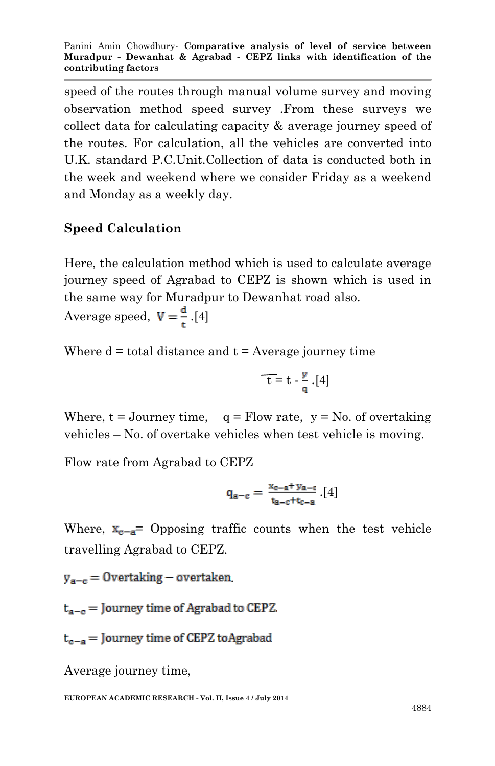speed of the routes through manual volume survey and moving observation method speed survey .From these surveys we collect data for calculating capacity & average journey speed of the routes. For calculation, all the vehicles are converted into U.K. standard P.C.Unit.Collection of data is conducted both in the week and weekend where we consider Friday as a weekend and Monday as a weekly day.

**Speed Calculation**

Here, the calculation method which is used to calculate average journey speed of Agrabad to CEPZ is shown which is used in the same way for Muradpur to Dewanhat road also.

Average speed, $V = \frac{d}{t}$ .[4]

Where d = total distance and t = Average journey time

$$\overline{t} = t - \frac{y}{q} \text{ .[4]}$$

Where, t = Journey time, q = Flow rate, y = No. of overtaking vehicles – No. of overtake vehicles when test vehicle is moving.

Flow rate from Agrabad to CEPZ

$$q_{a-c} = \frac{x_{c-a} + y_{a-c}}{t_{a-c} + t_{c-a}} \text{ .[4]}$$

Where, $x_{c-a}$= Opposing traffic counts when the test vehicle travelling Agrabad to CEPZ.

$y_{a-c}$ = Overtaking − overtaken.

$t_{a-c}$ = Journey time of Agrabad to CEPZ.

$t_{c-a}$ = Journey time of CEPZ toAgrabad

Average journey time,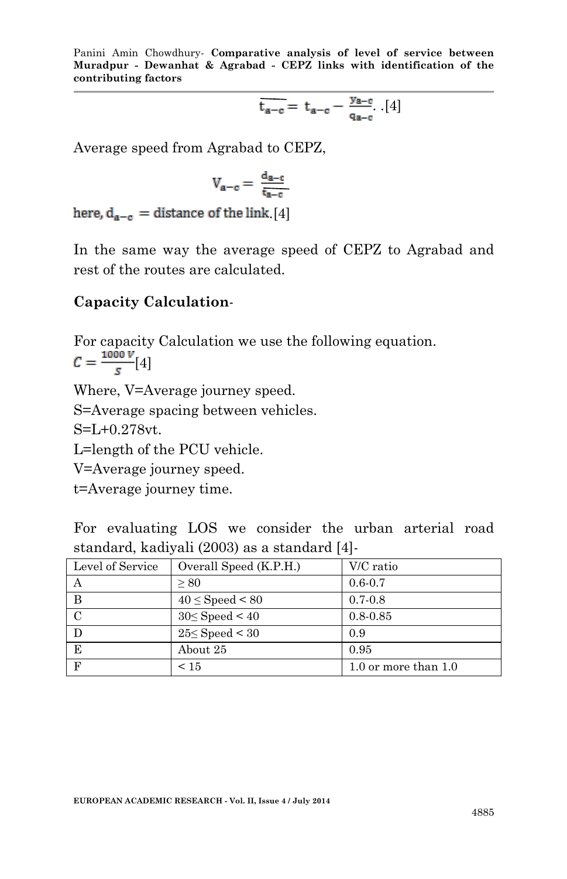$$\overline{t_{a-c}} = t_{a-c} - \frac{y_{a-c}}{q_{a-c}}. \text{ [4]}$$

Average speed from Agrabad to CEPZ,

$$V_{a-c} = \frac{d_{a-c}}{\overline{t_{a-c}}}$$

here, $d_{a-c}$ = distance of the link. [4]

In the same way the average speed of CEPZ to Agrabad and rest of the routes are calculated.

**Capacity Calculation**-

For capacity Calculation we use the following equation.

$C = \frac{1000\,V}{S}$ [4]

Where, V=Average journey speed.

S=Average spacing between vehicles.

S=L+0.278vt.

L=length of the PCU vehicle.

V=Average journey speed.

t=Average journey time.

For evaluating LOS we consider the urban arterial road standard, kadiyali (2003) as a standard [4]-

| Level of Service | Overall Speed (K.P.H.) | V/C ratio |
|---|---|---|
| A | ≥ 80 | 0.6-0.7 |
| B | 40 ≤ Speed < 80 | 0.7-0.8 |
| C | 30≤ Speed < 40 | 0.8-0.85 |
| D | 25≤ Speed < 30 | 0.9 |
| E | About 25 | 0.95 |
| F | < 15 | 1.0 or more than 1.0 |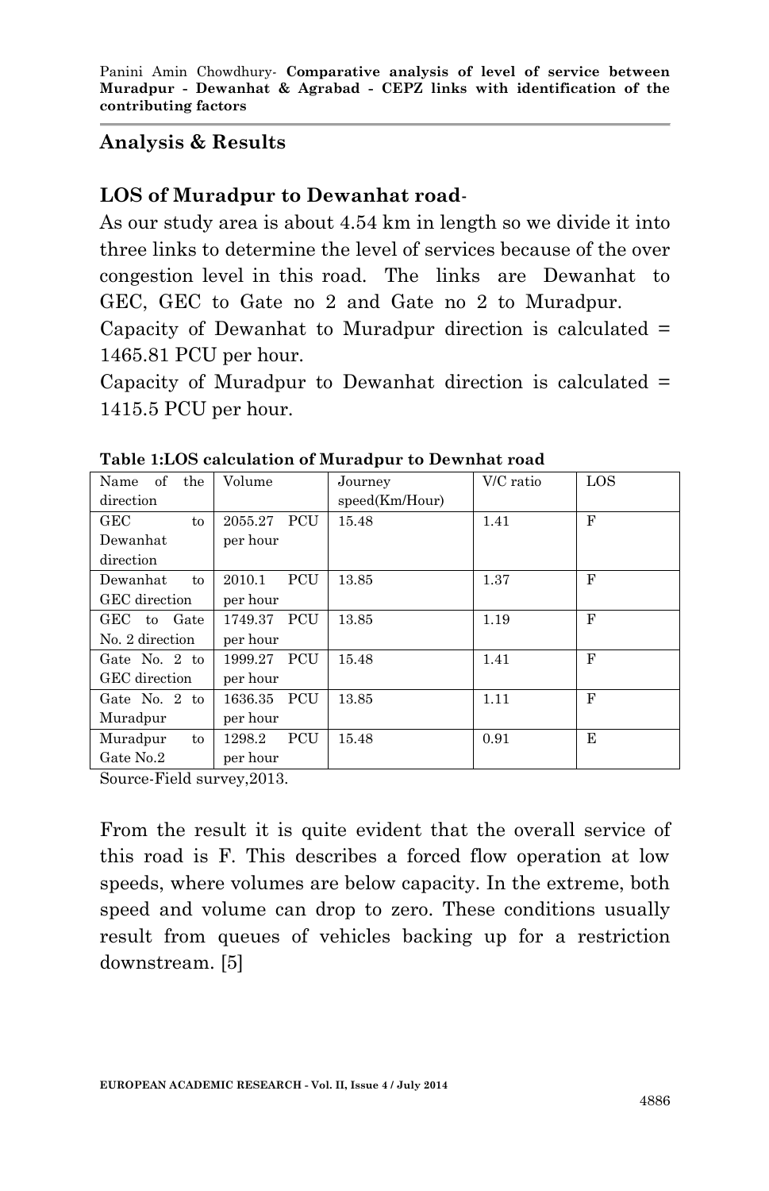## Analysis & Results

### LOS of Muradpur to Dewanhat road-

As our study area is about 4.54 km in length so we divide it into three links to determine the level of services because of the over congestion level in this road. The links are Dewanhat to GEC, GEC to Gate no 2 and Gate no 2 to Muradpur.

Capacity of Dewanhat to Muradpur direction is calculated = 1465.81 PCU per hour.

Capacity of Muradpur to Dewanhat direction is calculated = 1415.5 PCU per hour.

**Table 1:LOS calculation of Muradpur to Dewnhat road**

| Name of the direction | Volume | Journey speed(Km/Hour) | V/C ratio | LOS |
|---|---|---|---|---|
| GEC to Dewanhat direction | 2055.27 PCU per hour | 15.48 | 1.41 | F |
| Dewanhat to GEC direction | 2010.1 PCU per hour | 13.85 | 1.37 | F |
| GEC to Gate No. 2 direction | 1749.37 PCU per hour | 13.85 | 1.19 | F |
| Gate No. 2 to GEC direction | 1999.27 PCU per hour | 15.48 | 1.41 | F |
| Gate No. 2 to Muradpur | 1636.35 PCU per hour | 13.85 | 1.11 | F |
| Muradpur to Gate No.2 | 1298.2 PCU per hour | 15.48 | 0.91 | E |

Source-Field survey,2013.

From the result it is quite evident that the overall service of this road is F. This describes a forced flow operation at low speeds, where volumes are below capacity. In the extreme, both speed and volume can drop to zero. These conditions usually result from queues of vehicles backing up for a restriction downstream. [5]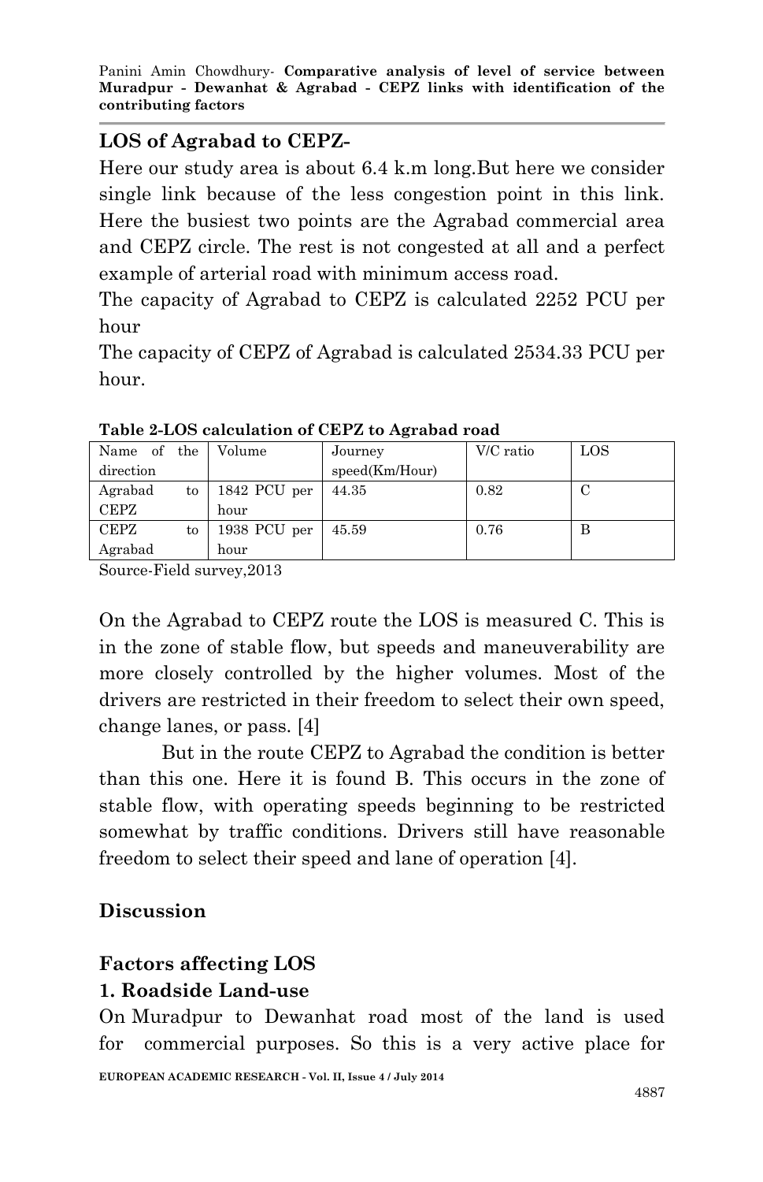## LOS of Agrabad to CEPZ-

Here our study area is about 6.4 k.m long.But here we consider single link because of the less congestion point in this link. Here the busiest two points are the Agrabad commercial area and CEPZ circle. The rest is not congested at all and a perfect example of arterial road with minimum access road.

The capacity of Agrabad to CEPZ is calculated 2252 PCU per hour

The capacity of CEPZ of Agrabad is calculated 2534.33 PCU per hour.

**Table 2-LOS calculation of CEPZ to Agrabad road**

| Name of the direction | Volume | Journey speed(Km/Hour) | V/C ratio | LOS |
|---|---|---|---|---|
| Agrabad to CEPZ | 1842 PCU per hour | 44.35 | 0.82 | C |
| CEPZ to Agrabad | 1938 PCU per hour | 45.59 | 0.76 | B |

Source-Field survey,2013

On the Agrabad to CEPZ route the LOS is measured C. This is in the zone of stable flow, but speeds and maneuverability are more closely controlled by the higher volumes. Most of the drivers are restricted in their freedom to select their own speed, change lanes, or pass. [4]

But in the route CEPZ to Agrabad the condition is better than this one. Here it is found B. This occurs in the zone of stable flow, with operating speeds beginning to be restricted somewhat by traffic conditions. Drivers still have reasonable freedom to select their speed and lane of operation [4].

## Discussion

### Factors affecting LOS

### 1. Roadside Land-use

On Muradpur to Dewanhat road most of the land is used for commercial purposes. So this is a very active place for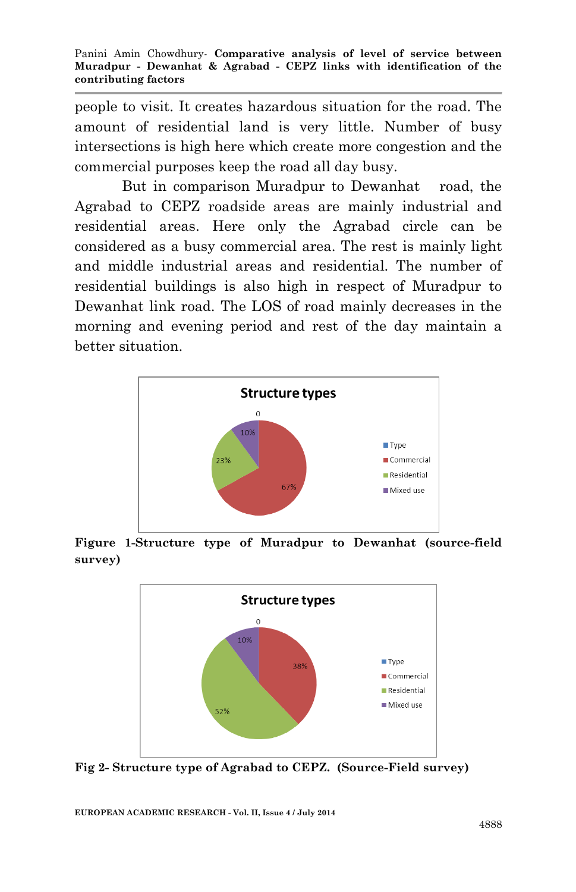people to visit. It creates hazardous situation for the road. The amount of residential land is very little. Number of busy intersections is high here which create more congestion and the commercial purposes keep the road all day busy.

But in comparison Muradpur to Dewanhat road, the Agrabad to CEPZ roadside areas are mainly industrial and residential areas. Here only the Agrabad circle can be considered as a busy commercial area. The rest is mainly light and middle industrial areas and residential. The number of residential buildings is also high in respect of Muradpur to Dewanhat link road. The LOS of road mainly decreases in the morning and evening period and rest of the day maintain a better situation.

**Figure 1-Structure type of Muradpur to Dewanhat (source-field survey)**

**Fig 2- Structure type of Agrabad to CEPZ. (Source-Field survey)**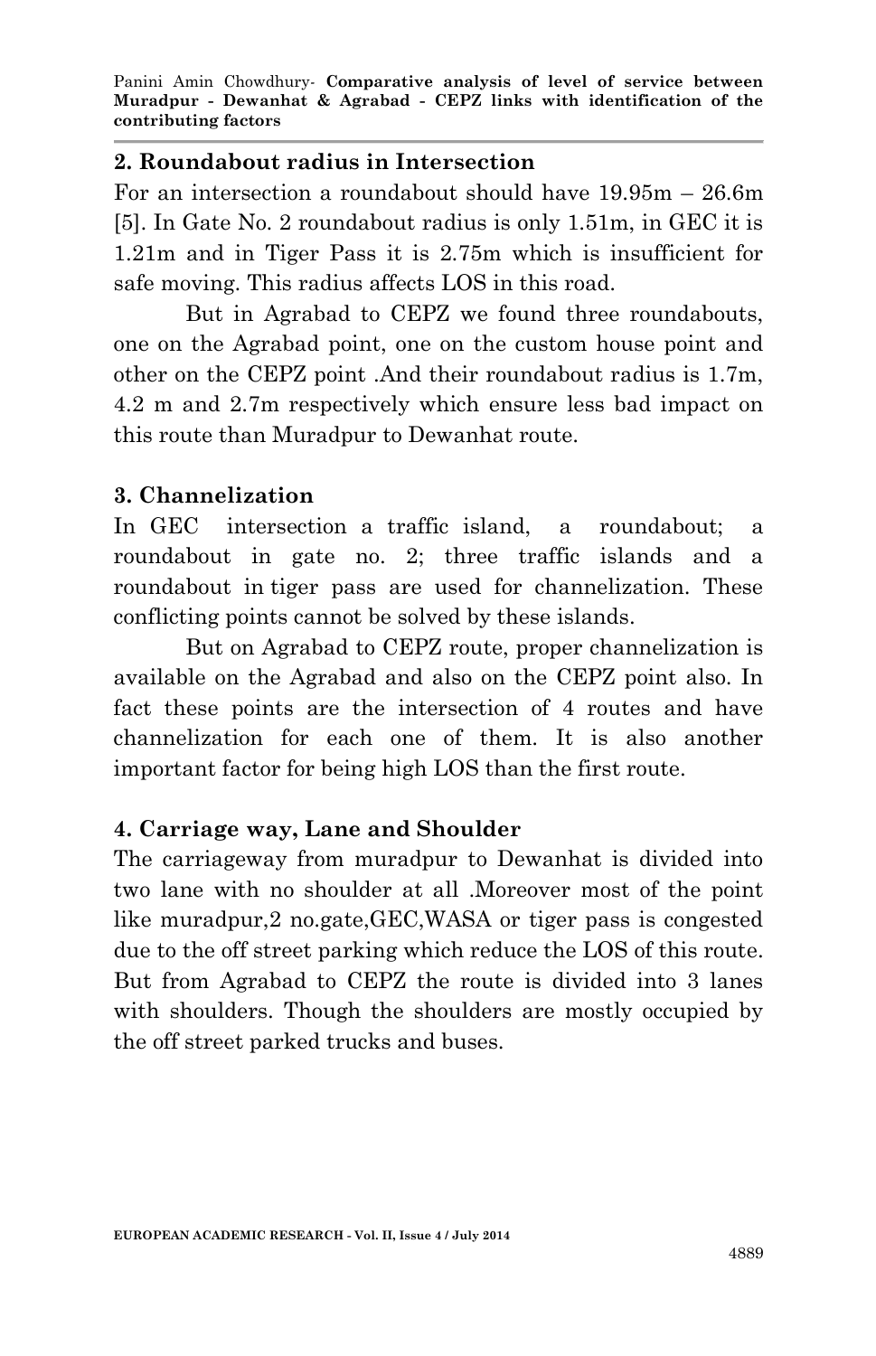**2. Roundabout radius in Intersection**

For an intersection a roundabout should have 19.95m – 26.6m [5]. In Gate No. 2 roundabout radius is only 1.51m, in GEC it is 1.21m and in Tiger Pass it is 2.75m which is insufficient for safe moving. This radius affects LOS in this road.

But in Agrabad to CEPZ we found three roundabouts, one on the Agrabad point, one on the custom house point and other on the CEPZ point .And their roundabout radius is 1.7m, 4.2 m and 2.7m respectively which ensure less bad impact on this route than Muradpur to Dewanhat route.

**3. Channelization**

In GEC intersection a traffic island, a roundabout; a roundabout in gate no. 2; three traffic islands and a roundabout in tiger pass are used for channelization. These conflicting points cannot be solved by these islands.

But on Agrabad to CEPZ route, proper channelization is available on the Agrabad and also on the CEPZ point also. In fact these points are the intersection of 4 routes and have channelization for each one of them. It is also another important factor for being high LOS than the first route.

**4. Carriage way, Lane and Shoulder**

The carriageway from muradpur to Dewanhat is divided into two lane with no shoulder at all .Moreover most of the point like muradpur,2 no.gate,GEC,WASA or tiger pass is congested due to the off street parking which reduce the LOS of this route. But from Agrabad to CEPZ the route is divided into 3 lanes with shoulders. Though the shoulders are mostly occupied by the off street parked trucks and buses.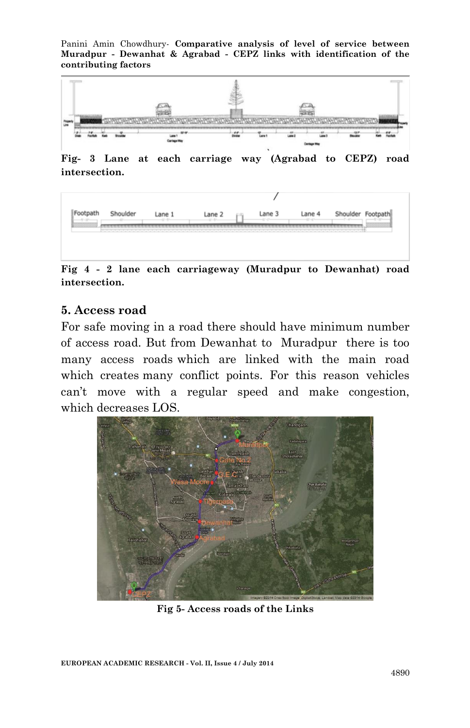Fig- 3 Lane at each carriage way (Agrabad to CEPZ) road intersection.

Fig 4 - 2 lane each carriageway (Muradpur to Dewanhat) road intersection.

## 5. Access road

For safe moving in a road there should have minimum number of access road. But from Dewanhat to Muradpur there is too many access roads which are linked with the main road which creates many conflict points. For this reason vehicles can't move with a regular speed and make congestion, which decreases LOS.

Fig 5- Access roads of the Links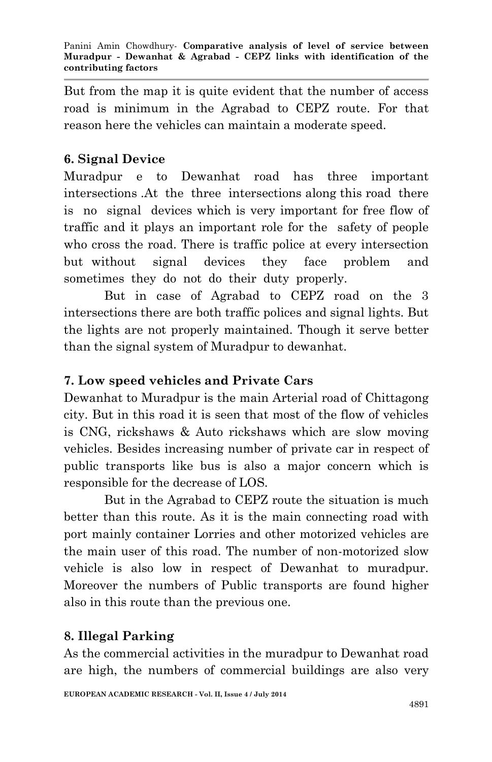But from the map it is quite evident that the number of access road is minimum in the Agrabad to CEPZ route. For that reason here the vehicles can maintain a moderate speed.

## 6. Signal Device

Muradpur e to Dewanhat road has three important intersections .At the three intersections along this road there is no signal devices which is very important for free flow of traffic and it plays an important role for the safety of people who cross the road. There is traffic police at every intersection but without signal devices they face problem and sometimes they do not do their duty properly.

But in case of Agrabad to CEPZ road on the 3 intersections there are both traffic polices and signal lights. But the lights are not properly maintained. Though it serve better than the signal system of Muradpur to dewanhat.

## 7. Low speed vehicles and Private Cars

Dewanhat to Muradpur is the main Arterial road of Chittagong city. But in this road it is seen that most of the flow of vehicles is CNG, rickshaws & Auto rickshaws which are slow moving vehicles. Besides increasing number of private car in respect of public transports like bus is also a major concern which is responsible for the decrease of LOS.

But in the Agrabad to CEPZ route the situation is much better than this route. As it is the main connecting road with port mainly container Lorries and other motorized vehicles are the main user of this road. The number of non-motorized slow vehicle is also low in respect of Dewanhat to muradpur. Moreover the numbers of Public transports are found higher also in this route than the previous one.

## 8. Illegal Parking

As the commercial activities in the muradpur to Dewanhat road are high, the numbers of commercial buildings are also very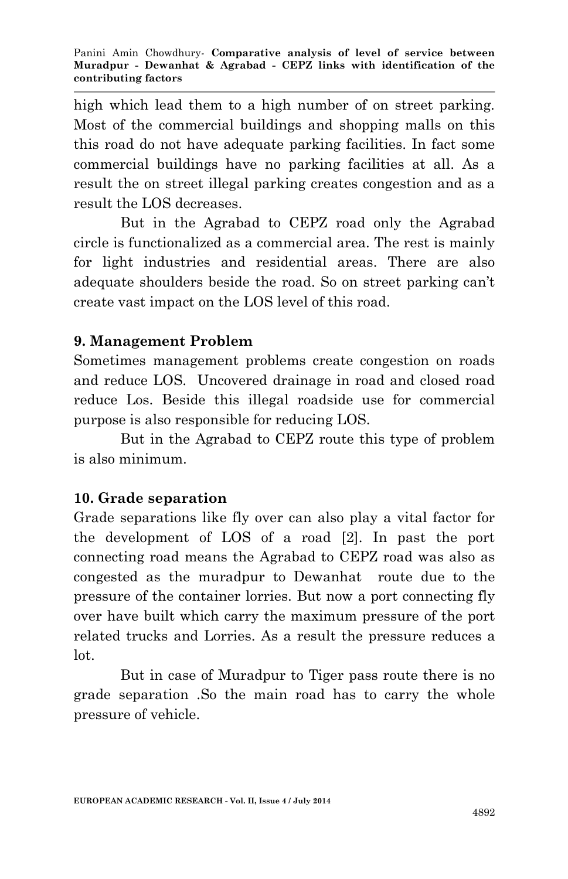high which lead them to a high number of on street parking. Most of the commercial buildings and shopping malls on this this road do not have adequate parking facilities. In fact some commercial buildings have no parking facilities at all. As a result the on street illegal parking creates congestion and as a result the LOS decreases.

But in the Agrabad to CEPZ road only the Agrabad circle is functionalized as a commercial area. The rest is mainly for light industries and residential areas. There are also adequate shoulders beside the road. So on street parking can't create vast impact on the LOS level of this road.

## 9. Management Problem

Sometimes management problems create congestion on roads and reduce LOS. Uncovered drainage in road and closed road reduce Los. Beside this illegal roadside use for commercial purpose is also responsible for reducing LOS.

But in the Agrabad to CEPZ route this type of problem is also minimum.

## 10. Grade separation

Grade separations like fly over can also play a vital factor for the development of LOS of a road [2]. In past the port connecting road means the Agrabad to CEPZ road was also as congested as the muradpur to Dewanhat route due to the pressure of the container lorries. But now a port connecting fly over have built which carry the maximum pressure of the port related trucks and Lorries. As a result the pressure reduces a lot.

But in case of Muradpur to Tiger pass route there is no grade separation .So the main road has to carry the whole pressure of vehicle.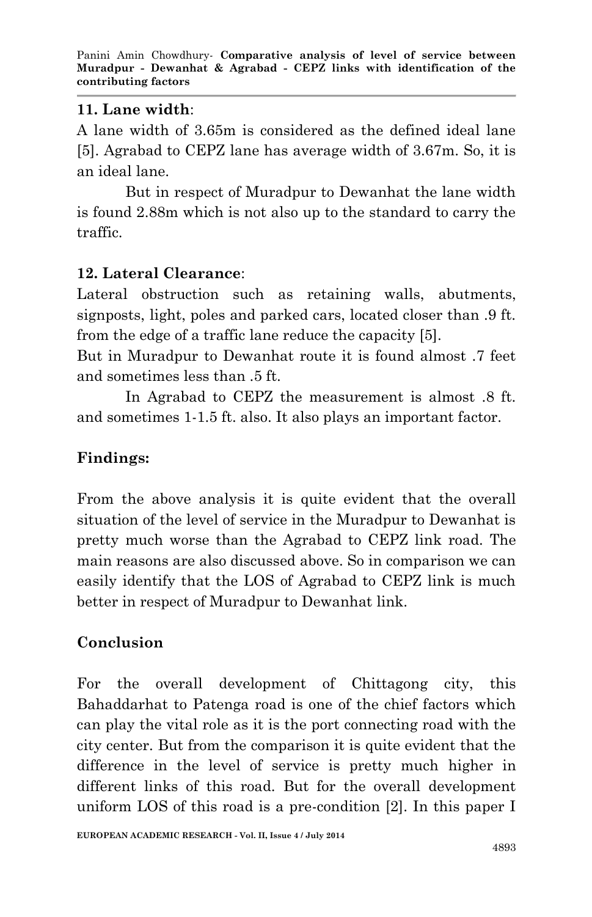**11. Lane width**:

A lane width of 3.65m is considered as the defined ideal lane [5]. Agrabad to CEPZ lane has average width of 3.67m. So, it is an ideal lane.

But in respect of Muradpur to Dewanhat the lane width is found 2.88m which is not also up to the standard to carry the traffic.

**12. Lateral Clearance**:

Lateral obstruction such as retaining walls, abutments, signposts, light, poles and parked cars, located closer than .9 ft. from the edge of a traffic lane reduce the capacity [5].

But in Muradpur to Dewanhat route it is found almost .7 feet and sometimes less than .5 ft.

In Agrabad to CEPZ the measurement is almost .8 ft. and sometimes 1-1.5 ft. also. It also plays an important factor.

## Findings:

From the above analysis it is quite evident that the overall situation of the level of service in the Muradpur to Dewanhat is pretty much worse than the Agrabad to CEPZ link road. The main reasons are also discussed above. So in comparison we can easily identify that the LOS of Agrabad to CEPZ link is much better in respect of Muradpur to Dewanhat link.

## Conclusion

For the overall development of Chittagong city, this Bahaddarhat to Patenga road is one of the chief factors which can play the vital role as it is the port connecting road with the city center. But from the comparison it is quite evident that the difference in the level of service is pretty much higher in different links of this road. But for the overall development uniform LOS of this road is a pre-condition [2]. In this paper I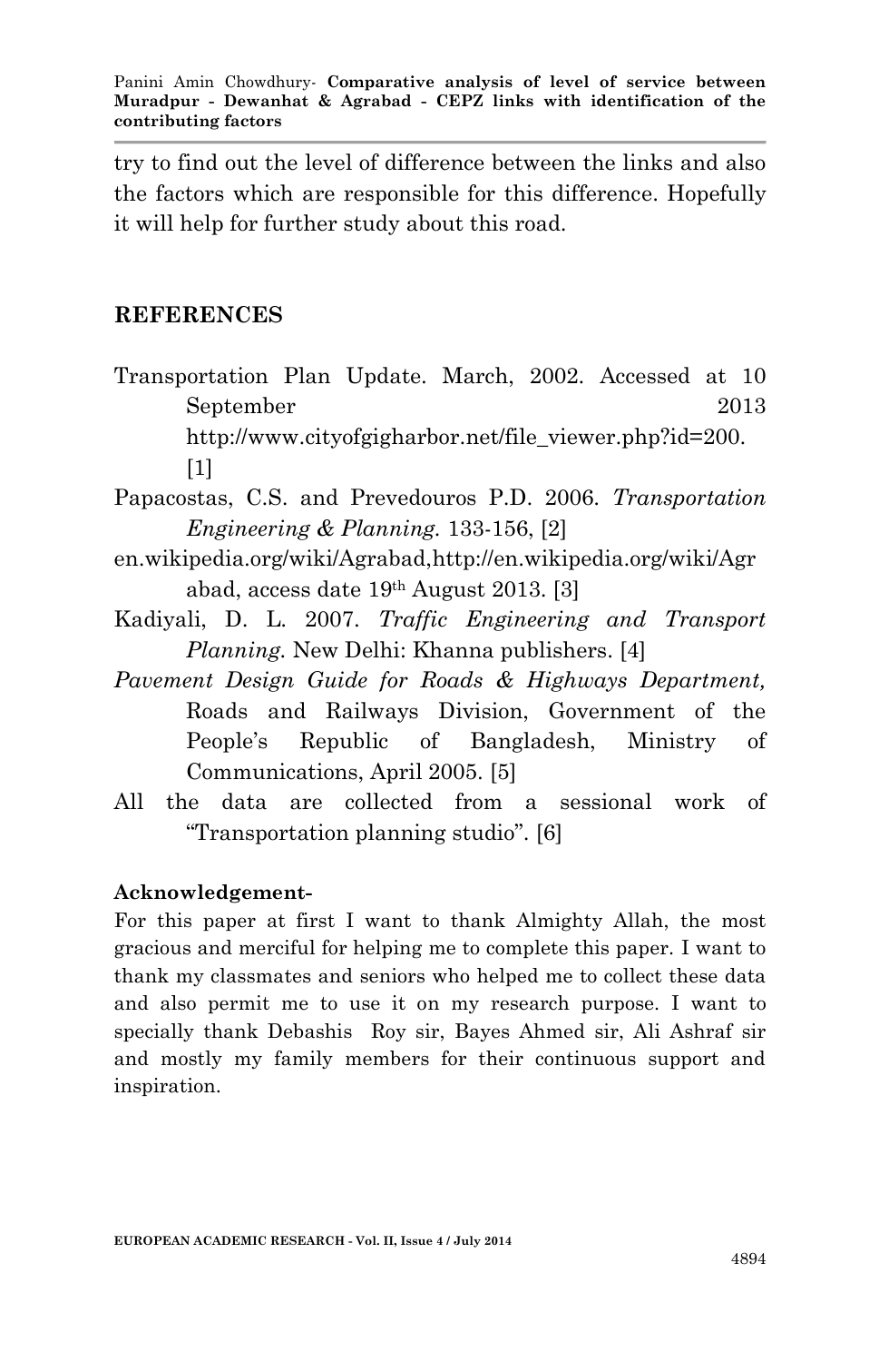try to find out the level of difference between the links and also the factors which are responsible for this difference. Hopefully it will help for further study about this road.

## REFERENCES

Transportation Plan Update. March, 2002. Accessed at 10 September 2013 http://www.cityofgigharbor.net/file_viewer.php?id=200. [1]

Papacostas, C.S. and Prevedouros P.D. 2006. *Transportation Engineering & Planning.* 133-156, [2]

en.wikipedia.org/wiki/Agrabad,http://en.wikipedia.org/wiki/Agrabad, access date 19th August 2013. [3]

Kadiyali, D. L. 2007. *Traffic Engineering and Transport Planning.* New Delhi: Khanna publishers. [4]

*Pavement Design Guide for Roads & Highways Department,* Roads and Railways Division, Government of the People's Republic of Bangladesh, Ministry of Communications, April 2005. [5]

All the data are collected from a sessional work of "Transportation planning studio". [6]

**Acknowledgement-**

For this paper at first I want to thank Almighty Allah, the most gracious and merciful for helping me to complete this paper. I want to thank my classmates and seniors who helped me to collect these data and also permit me to use it on my research purpose. I want to specially thank Debashis Roy sir, Bayes Ahmed sir, Ali Ashraf sir and mostly my family members for their continuous support and inspiration.